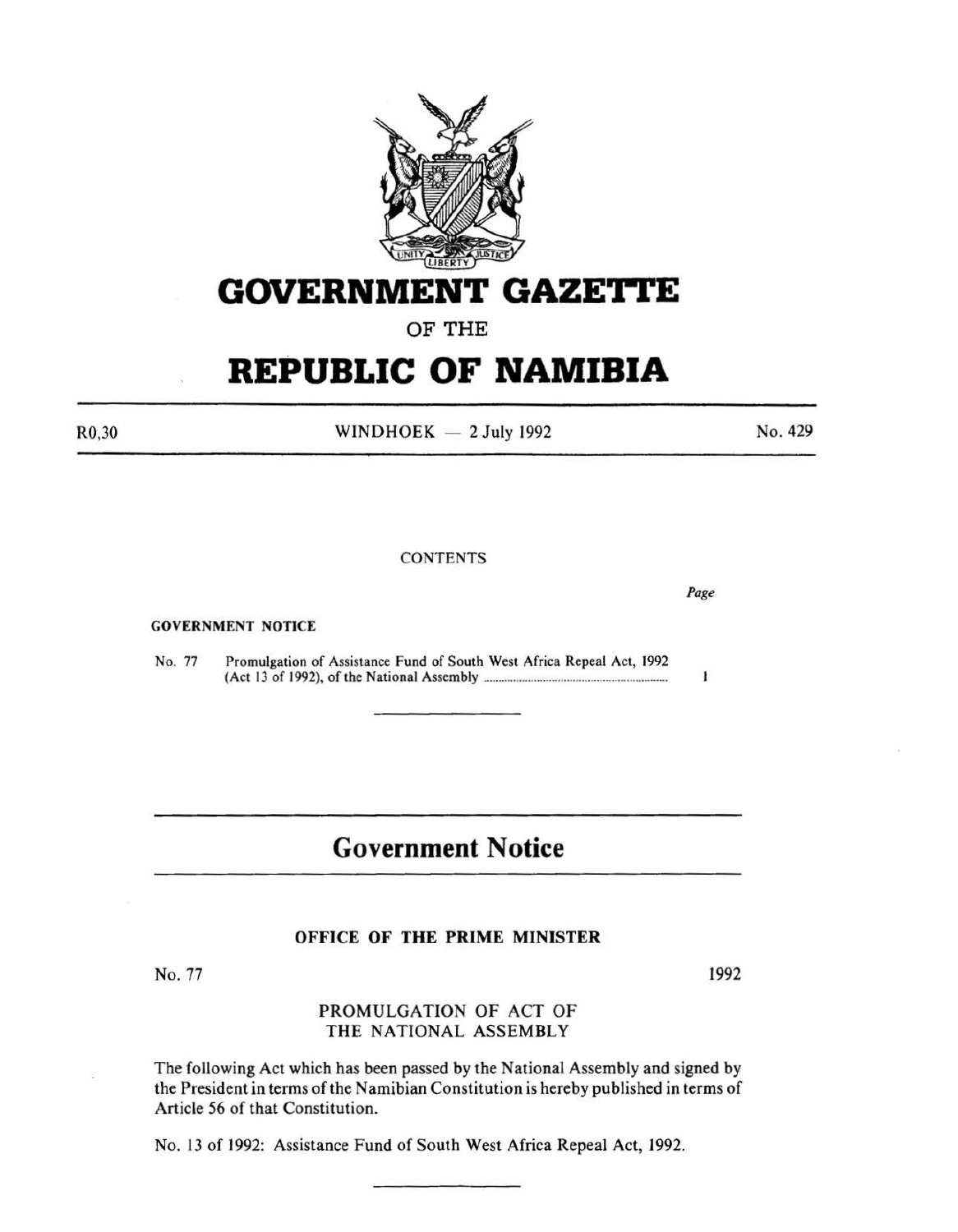# GOVERNMENT GAZETTE

OF THE

# REPUBLIC OF NAMIBIA

R0,30 WINDHOEK — 2 July 1992 No. 429

CONTENTS

*Page*

GOVERNMENT NOTICE

No. 77 Promulgation of Assistance Fund of South West Africa Repeal Act, 1992 (Act 13 of 1992), of the National Assembly .......... 1

---

## Government Notice

### OFFICE OF THE PRIME MINISTER

No. 77 1992

PROMULGATION OF ACT OF THE NATIONAL ASSEMBLY

The following Act which has been passed by the National Assembly and signed by the President in terms of the Namibian Constitution is hereby published in terms of Article 56 of that Constitution.

No. 13 of 1992: Assistance Fund of South West Africa Repeal Act, 1992.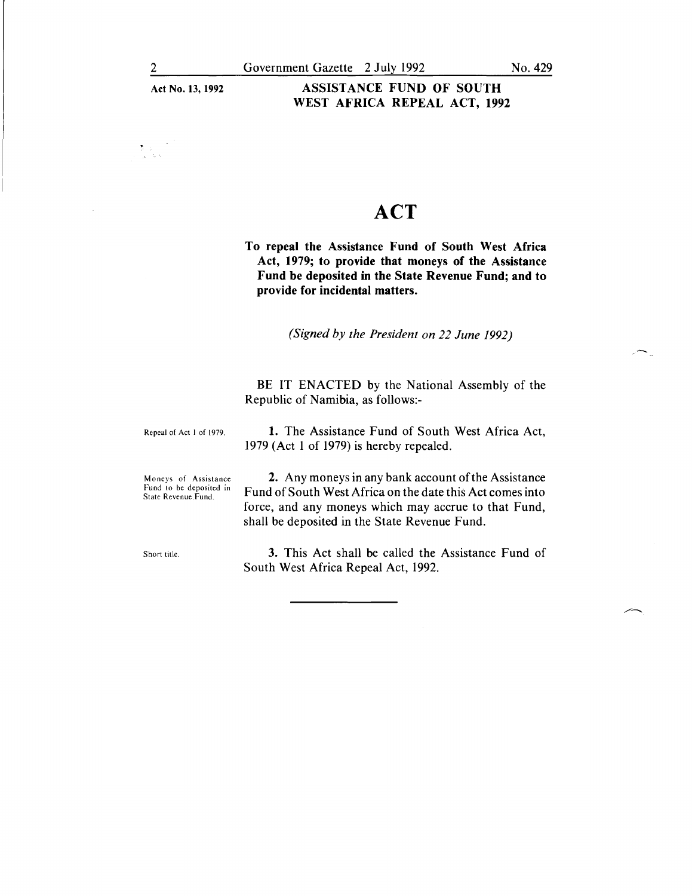Act No. 13, 1992

**ASSISTANCE FUND OF SOUTH WEST AFRICA REPEAL ACT, 1992**

# ACT

**To repeal the Assistance Fund of South West Africa Act, 1979; to provide that moneys of the Assistance Fund be deposited in the State Revenue Fund; and to provide for incidental matters.**

*(Signed by the President on 22 June 1992)*

BE IT ENACTED by the National Assembly of the Republic of Namibia, as follows:-

Repeal of Act 1 of 1979.

**1.** The Assistance Fund of South West Africa Act, 1979 (Act 1 of 1979) is hereby repealed.

Moneys of Assistance Fund to be deposited in State Revenue Fund.

**2.** Any moneys in any bank account of the Assistance Fund of South West Africa on the date this Act comes into force, and any moneys which may accrue to that Fund, shall be deposited in the State Revenue Fund.

Short title.

**3.** This Act shall be called the Assistance Fund of South West Africa Repeal Act, 1992.